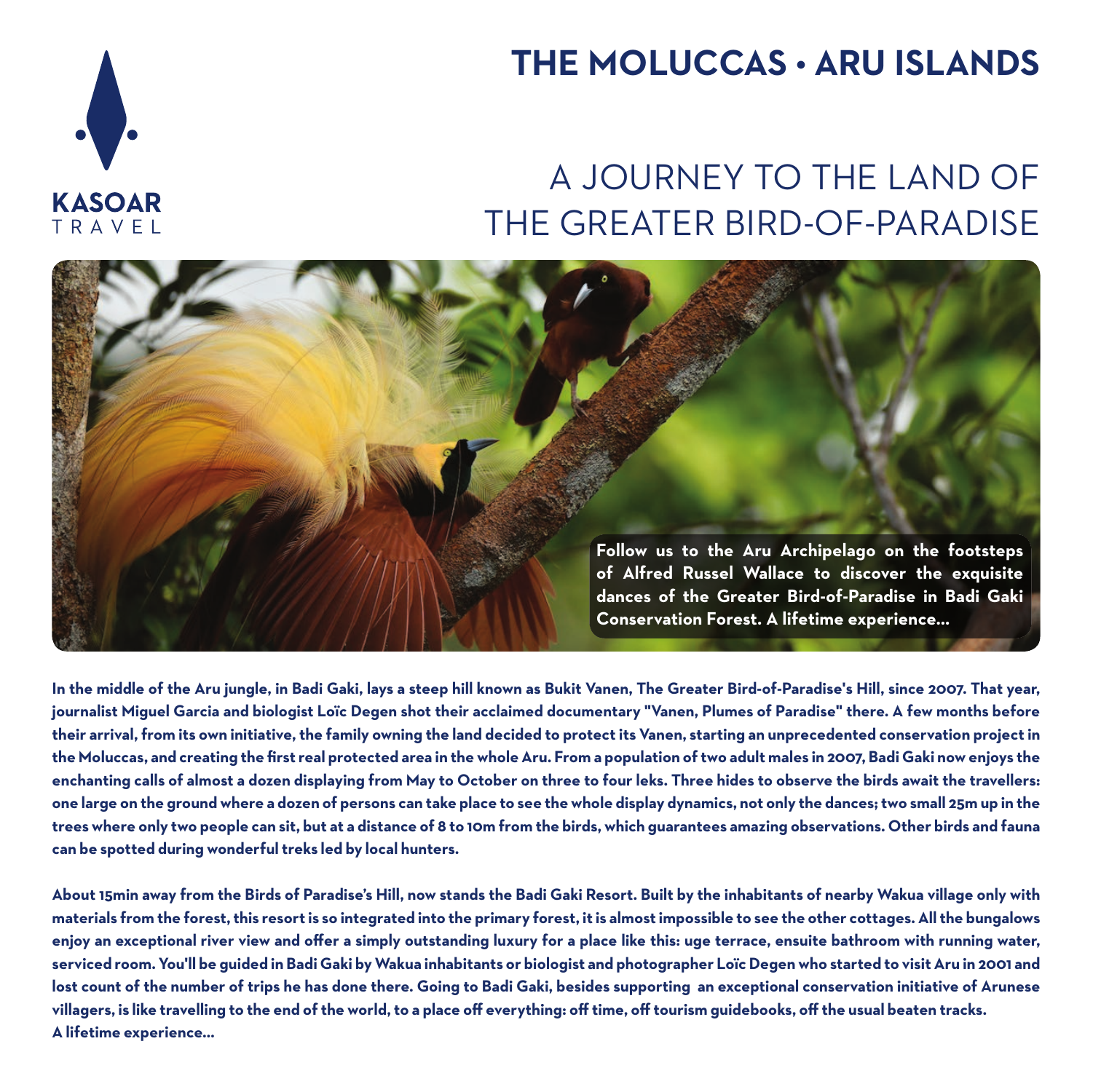KASOAR
TRAVEL

# THE MOLUCCAS • ARU ISLANDS

## A JOURNEY TO THE LAND OF THE GREATER BIRD-OF-PARADISE

**Follow us to the Aru Archipelago on the footsteps of Alfred Russel Wallace to discover the exquisite dances of the Greater Bird-of-Paradise in Badi Gaki Conservation Forest. A lifetime experience...**

**In the middle of the Aru jungle, in Badi Gaki, lays a steep hill known as Bukit Vanen, The Greater Bird-of-Paradise's Hill, since 2007. That year, journalist Miguel Garcia and biologist Loïc Degen shot their acclaimed documentary "Vanen, Plumes of Paradise" there. A few months before their arrival, from its own initiative, the family owning the land decided to protect its Vanen, starting an unprecedented conservation project in the Moluccas, and creating the first real protected area in the whole Aru. From a population of two adult males in 2007, Badi Gaki now enjoys the enchanting calls of almost a dozen displaying from May to October on three to four leks. Three hides to observe the birds await the travellers: one large on the ground where a dozen of persons can take place to see the whole display dynamics, not only the dances; two small 25m up in the trees where only two people can sit, but at a distance of 8 to 10m from the birds, which guarantees amazing observations. Other birds and fauna can be spotted during wonderful treks led by local hunters.**

**About 15min away from the Birds of Paradise's Hill, now stands the Badi Gaki Resort. Built by the inhabitants of nearby Wakua village only with materials from the forest, this resort is so integrated into the primary forest, it is almost impossible to see the other cottages. All the bungalows enjoy an exceptional river view and offer a simply outstanding luxury for a place like this: uge terrace, ensuite bathroom with running water, serviced room. You'll be guided in Badi Gaki by Wakua inhabitants or biologist and photographer Loïc Degen who started to visit Aru in 2001 and lost count of the number of trips he has done there. Going to Badi Gaki, besides supporting an exceptional conservation initiative of Arunese villagers, is like travelling to the end of the world, to a place off everything: off time, off tourism guidebooks, off the usual beaten tracks. A lifetime experience...**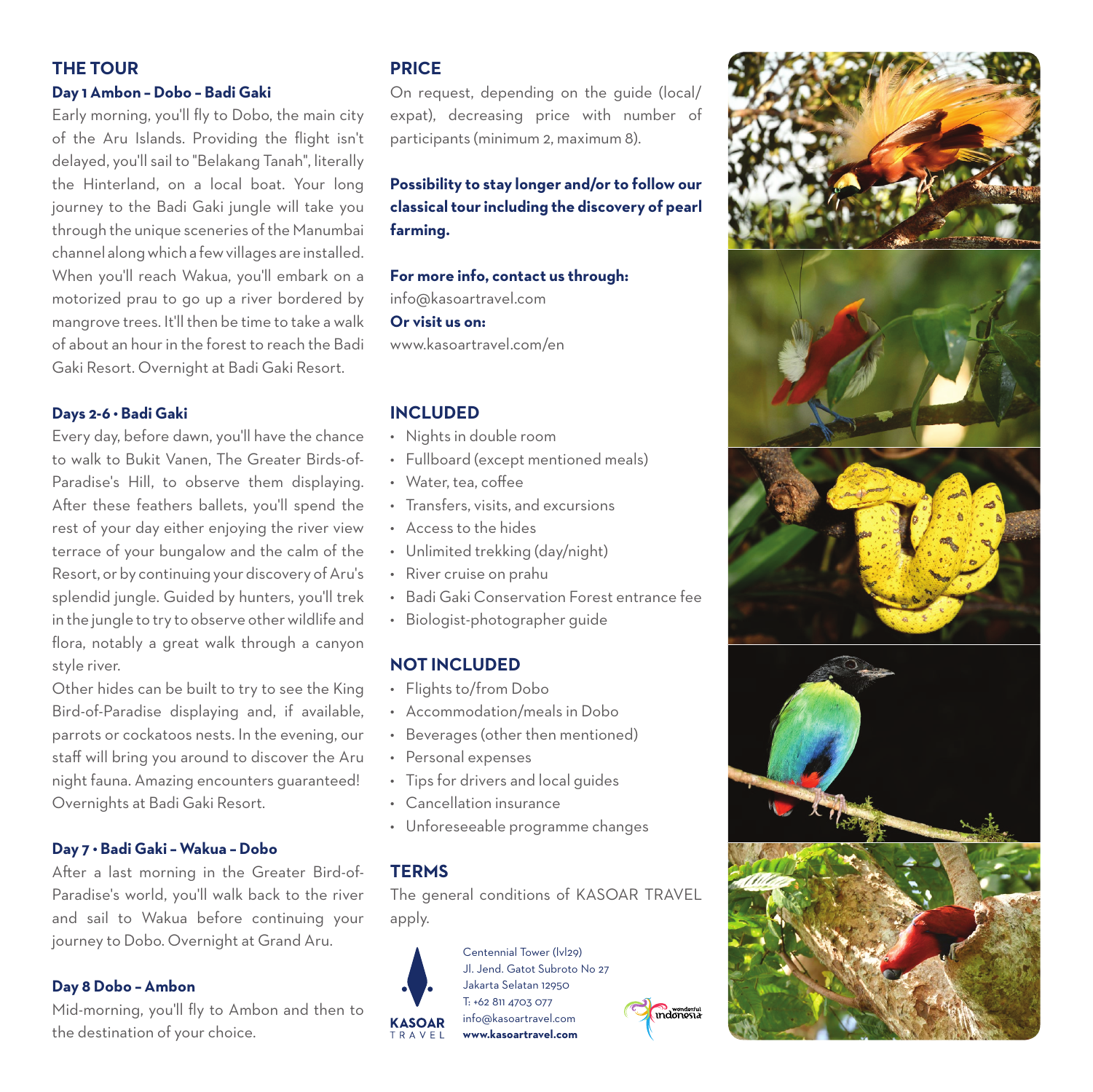## THE TOUR

### Day 1 Ambon – Dobo – Badi Gaki

Early morning, you'll fly to Dobo, the main city of the Aru Islands. Providing the flight isn't delayed, you'll sail to "Belakang Tanah", literally the Hinterland, on a local boat. Your long journey to the Badi Gaki jungle will take you through the unique sceneries of the Manumbai channel along which a few villages are installed. When you'll reach Wakua, you'll embark on a motorized prau to go up a river bordered by mangrove trees. It'll then be time to take a walk of about an hour in the forest to reach the Badi Gaki Resort. Overnight at Badi Gaki Resort.

### Days 2-6 • Badi Gaki

Every day, before dawn, you'll have the chance to walk to Bukit Vanen, The Greater Birds-of-Paradise's Hill, to observe them displaying. After these feathers ballets, you'll spend the rest of your day either enjoying the river view terrace of your bungalow and the calm of the Resort, or by continuing your discovery of Aru's splendid jungle. Guided by hunters, you'll trek in the jungle to try to observe other wildlife and flora, notably a great walk through a canyon style river.

Other hides can be built to try to see the King Bird-of-Paradise displaying and, if available, parrots or cockatoos nests. In the evening, our staff will bring you around to discover the Aru night fauna. Amazing encounters guaranteed! Overnights at Badi Gaki Resort.

### Day 7 • Badi Gaki – Wakua – Dobo

After a last morning in the Greater Bird-of-Paradise's world, you'll walk back to the river and sail to Wakua before continuing your journey to Dobo. Overnight at Grand Aru.

### Day 8 Dobo – Ambon

Mid-morning, you'll fly to Ambon and then to the destination of your choice.

## PRICE

On request, depending on the guide (local/ expat), decreasing price with number of participants (minimum 2, maximum 8).

**Possibility to stay longer and/or to follow our classical tour including the discovery of pearl farming.**

**For more info, contact us through:**
info@kasoartravel.com
**Or visit us on:**
www.kasoartravel.com/en

## INCLUDED

- Nights in double room
- Fullboard (except mentioned meals)
- Water, tea, coffee
- Transfers, visits, and excursions
- Access to the hides
- Unlimited trekking (day/night)
- River cruise on prahu
- Badi Gaki Conservation Forest entrance fee
- Biologist-photographer guide

## NOT INCLUDED

- Flights to/from Dobo
- Accommodation/meals in Dobo
- Beverages (other then mentioned)
- Personal expenses
- Tips for drivers and local guides
- Cancellation insurance
- Unforeseeable programme changes

## TERMS

The general conditions of KASOAR TRAVEL apply.

KASOAR TRAVEL

Centennial Tower (lvl29)
Jl. Jend. Gatot Subroto No 27
Jakarta Selatan 12950
T: +62 811 4703 077
info@kasoartravel.com
**www.kasoartravel.com**

wonderful indonesia